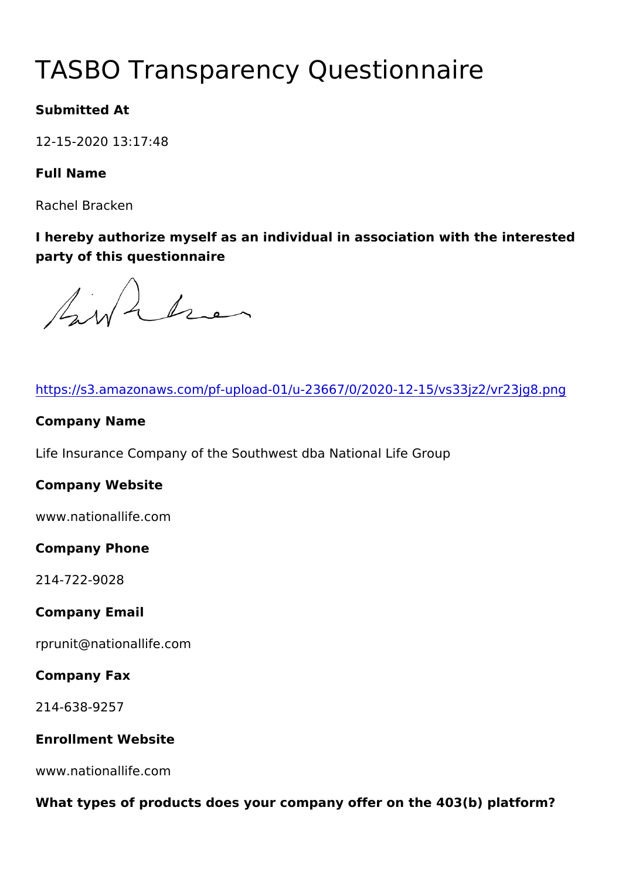# TASBO Transparency Questionnaire

**Submitted At**

12-15-2020 13:17:48

**Full Name**

Rachel Bracken

**I hereby authorize myself as an individual in association with the interested party of this questionnaire**

https://s3.amazonaws.com/pf-upload-01/u-23667/0/2020-12-15/vs33jz2/vr23jg8.png

**Company Name**

Life Insurance Company of the Southwest dba National Life Group

**Company Website**

www.nationallife.com

**Company Phone**

214-722-9028

**Company Email**

rprunit@nationallife.com

**Company Fax**

214-638-9257

**Enrollment Website**

www.nationallife.com

**What types of products does your company offer on the 403(b) platform?**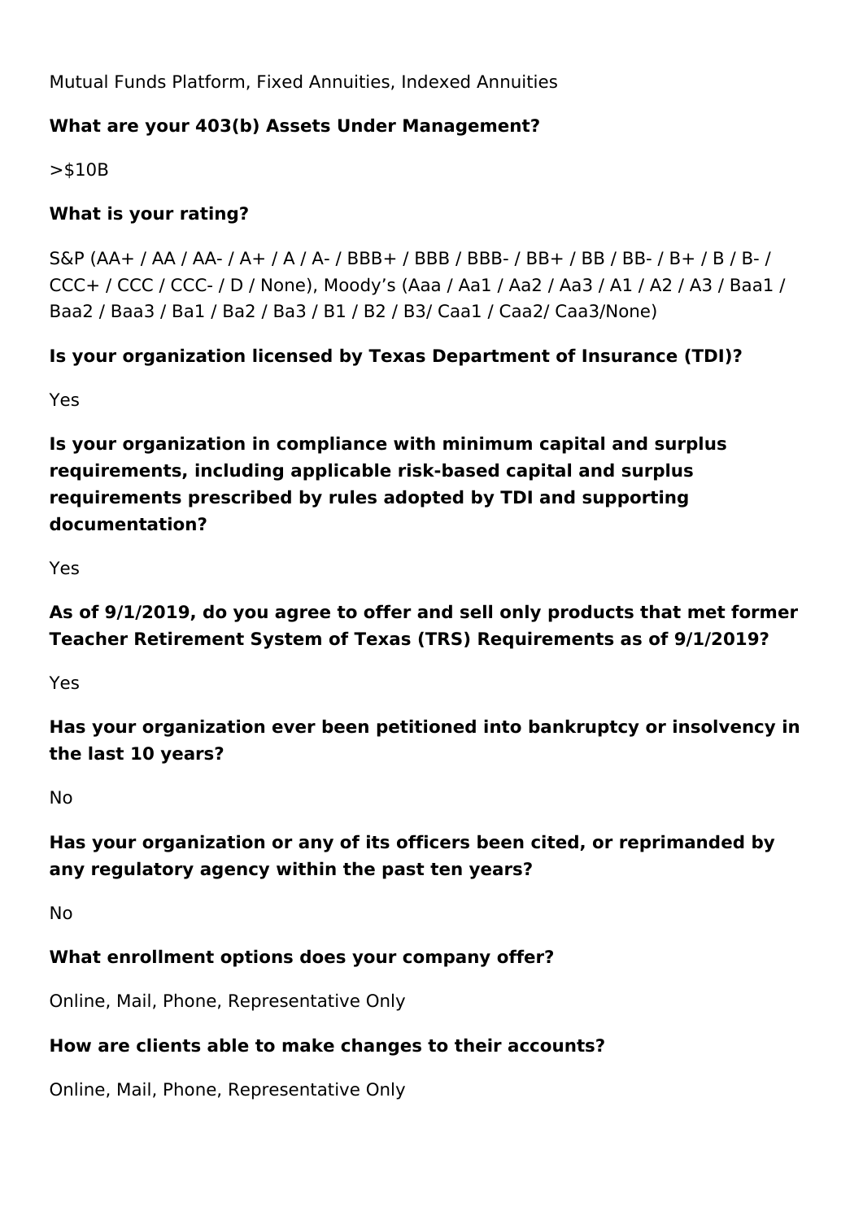Mutual Funds Platform, Fixed Annuities, Indexed Annuities

**What are your 403(b) Assets Under Management?**

>$10B

**What is your rating?**

S&P (AA+ / AA / AA- / A+ / A / A- / BBB+ / BBB / BBB- / BB+ / BB / BB- / B+ / B / B- / CCC+ / CCC / CCC- / D / None), Moody's (Aaa / Aa1 / Aa2 / Aa3 / A1 / A2 / A3 / Baa1 / Baa2 / Baa3 / Ba1 / Ba2 / Ba3 / B1 / B2 / B3/ Caa1 / Caa2/ Caa3/None)

**Is your organization licensed by Texas Department of Insurance (TDI)?**

Yes

**Is your organization in compliance with minimum capital and surplus requirements, including applicable risk-based capital and surplus requirements prescribed by rules adopted by TDI and supporting documentation?**

Yes

**As of 9/1/2019, do you agree to offer and sell only products that met former Teacher Retirement System of Texas (TRS) Requirements as of 9/1/2019?**

Yes

**Has your organization ever been petitioned into bankruptcy or insolvency in the last 10 years?**

No

**Has your organization or any of its officers been cited, or reprimanded by any regulatory agency within the past ten years?**

No

**What enrollment options does your company offer?**

Online, Mail, Phone, Representative Only

**How are clients able to make changes to their accounts?**

Online, Mail, Phone, Representative Only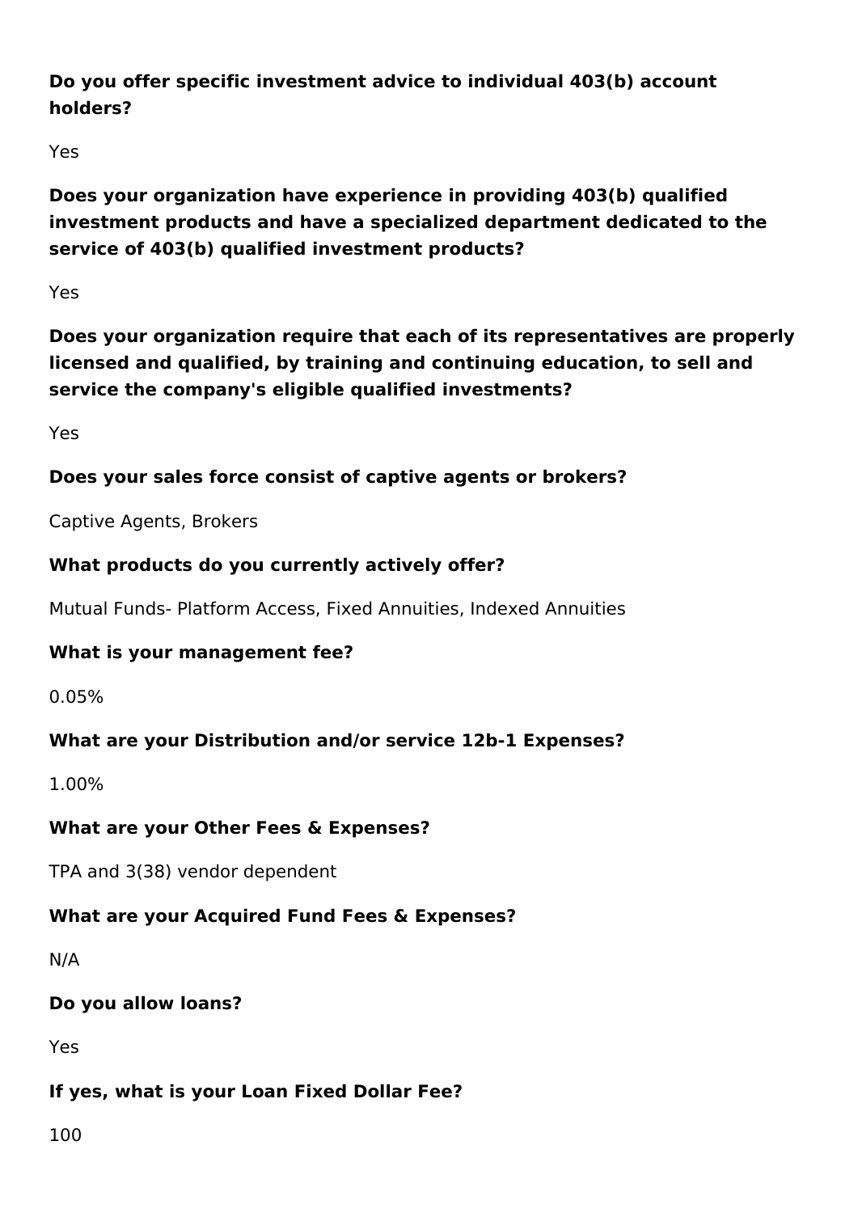**Do you offer specific investment advice to individual 403(b) account holders?**

Yes

**Does your organization have experience in providing 403(b) qualified investment products and have a specialized department dedicated to the service of 403(b) qualified investment products?**

Yes

**Does your organization require that each of its representatives are properly licensed and qualified, by training and continuing education, to sell and service the company's eligible qualified investments?**

Yes

**Does your sales force consist of captive agents or brokers?**

Captive Agents, Brokers

**What products do you currently actively offer?**

Mutual Funds- Platform Access, Fixed Annuities, Indexed Annuities

**What is your management fee?**

0.05%

**What are your Distribution and/or service 12b-1 Expenses?**

1.00%

**What are your Other Fees & Expenses?**

TPA and 3(38) vendor dependent

**What are your Acquired Fund Fees & Expenses?**

N/A

**Do you allow loans?**

Yes

**If yes, what is your Loan Fixed Dollar Fee?**

100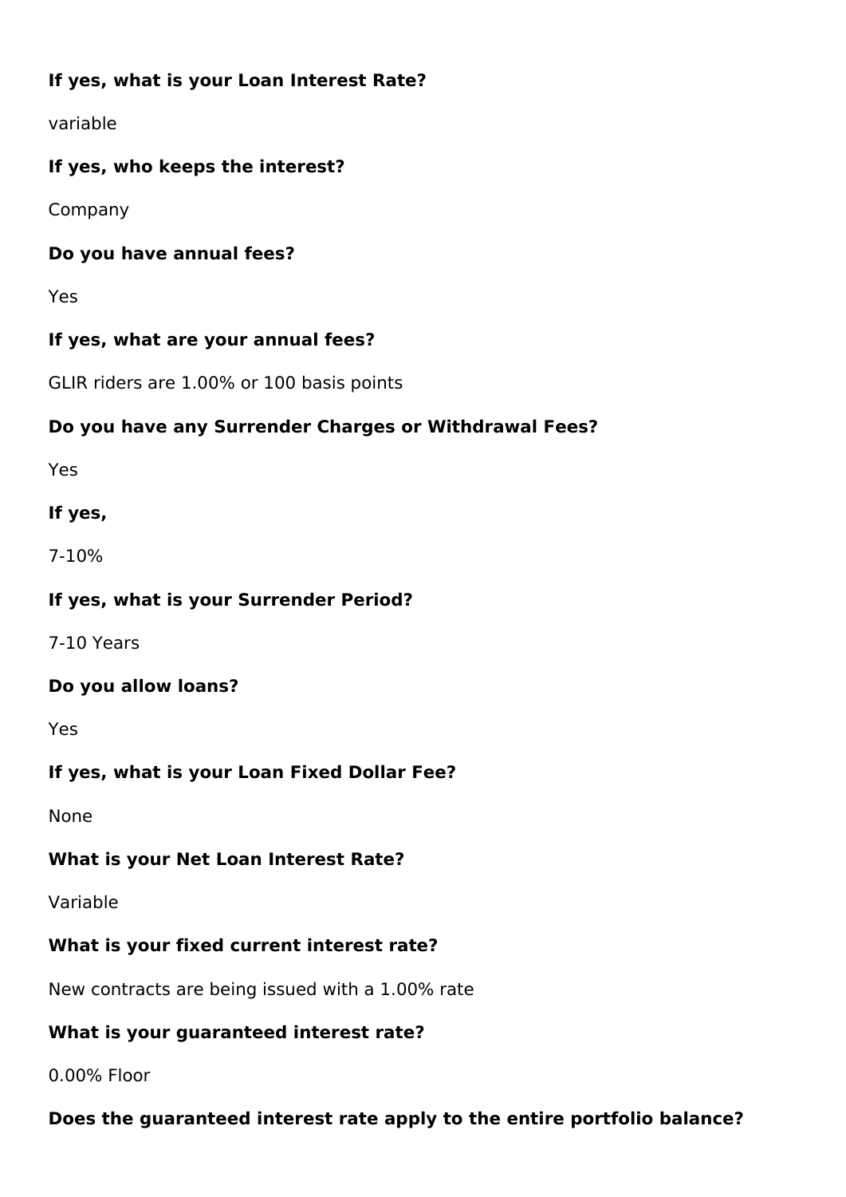**If yes, what is your Loan Interest Rate?**

variable

**If yes, who keeps the interest?**

Company

**Do you have annual fees?**

Yes

**If yes, what are your annual fees?**

GLIR riders are 1.00% or 100 basis points

**Do you have any Surrender Charges or Withdrawal Fees?**

Yes

**If yes,**

7-10%

**If yes, what is your Surrender Period?**

7-10 Years

**Do you allow loans?**

Yes

**If yes, what is your Loan Fixed Dollar Fee?**

None

**What is your Net Loan Interest Rate?**

Variable

**What is your fixed current interest rate?**

New contracts are being issued with a 1.00% rate

**What is your guaranteed interest rate?**

0.00% Floor

**Does the guaranteed interest rate apply to the entire portfolio balance?**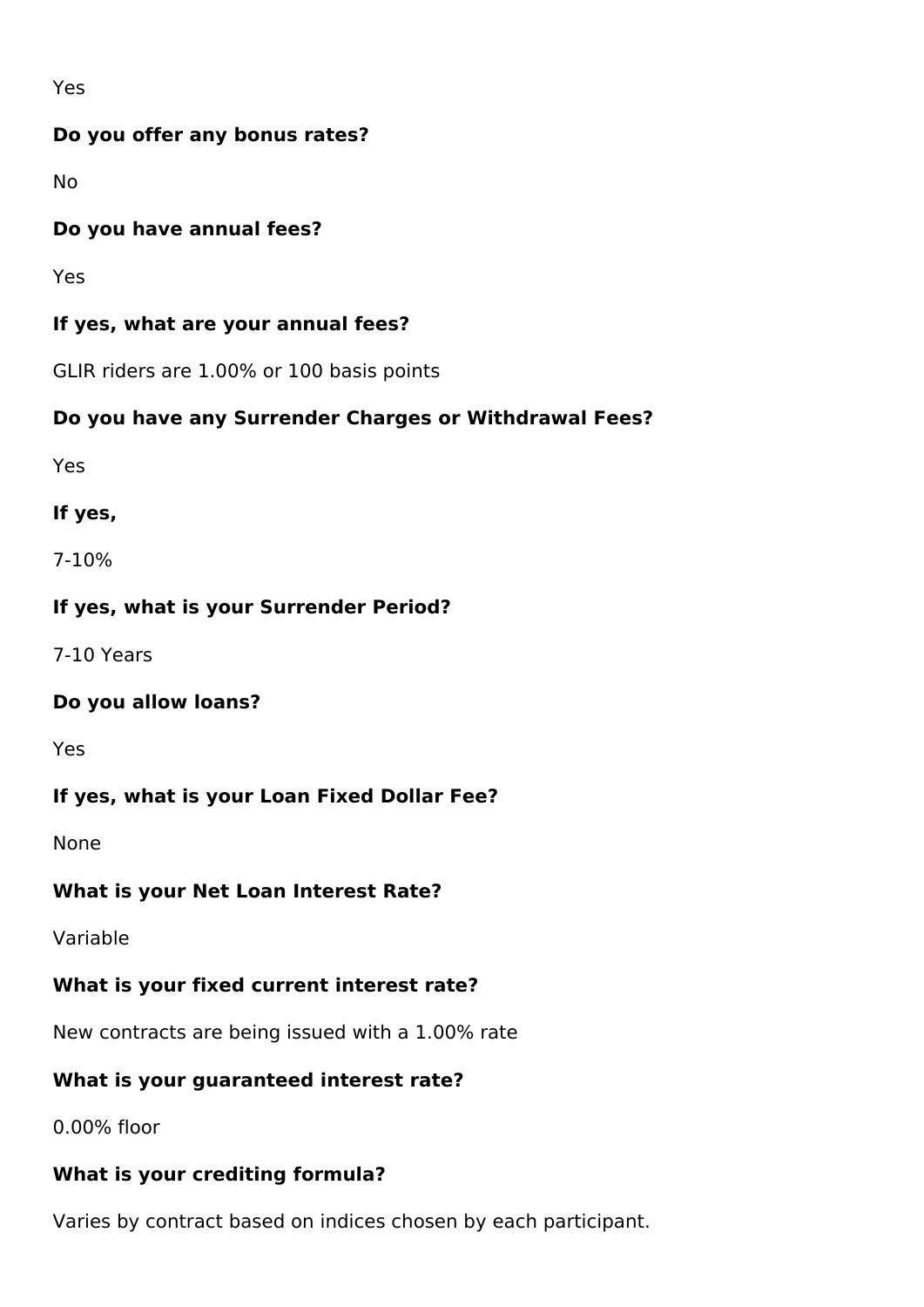Yes

**Do you offer any bonus rates?**

No

**Do you have annual fees?**

Yes

**If yes, what are your annual fees?**

GLIR riders are 1.00% or 100 basis points

**Do you have any Surrender Charges or Withdrawal Fees?**

Yes

**If yes,**

7-10%

**If yes, what is your Surrender Period?**

7-10 Years

**Do you allow loans?**

Yes

**If yes, what is your Loan Fixed Dollar Fee?**

None

**What is your Net Loan Interest Rate?**

Variable

**What is your fixed current interest rate?**

New contracts are being issued with a 1.00% rate

**What is your guaranteed interest rate?**

0.00% floor

**What is your crediting formula?**

Varies by contract based on indices chosen by each participant.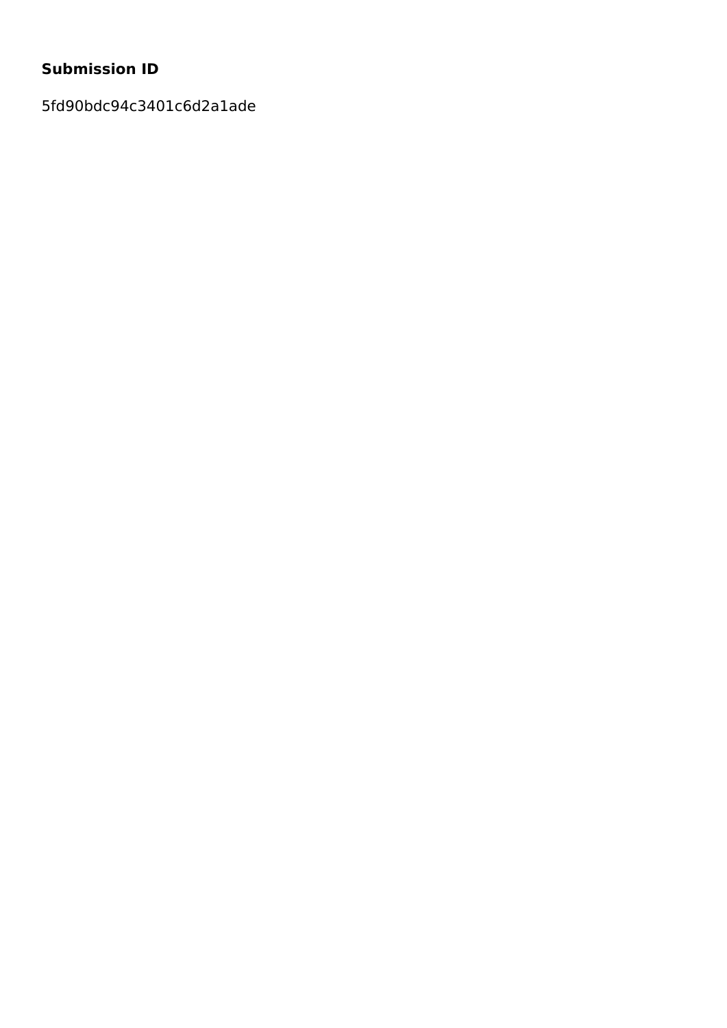**Submission ID**

5fd90bdc94c3401c6d2a1ade